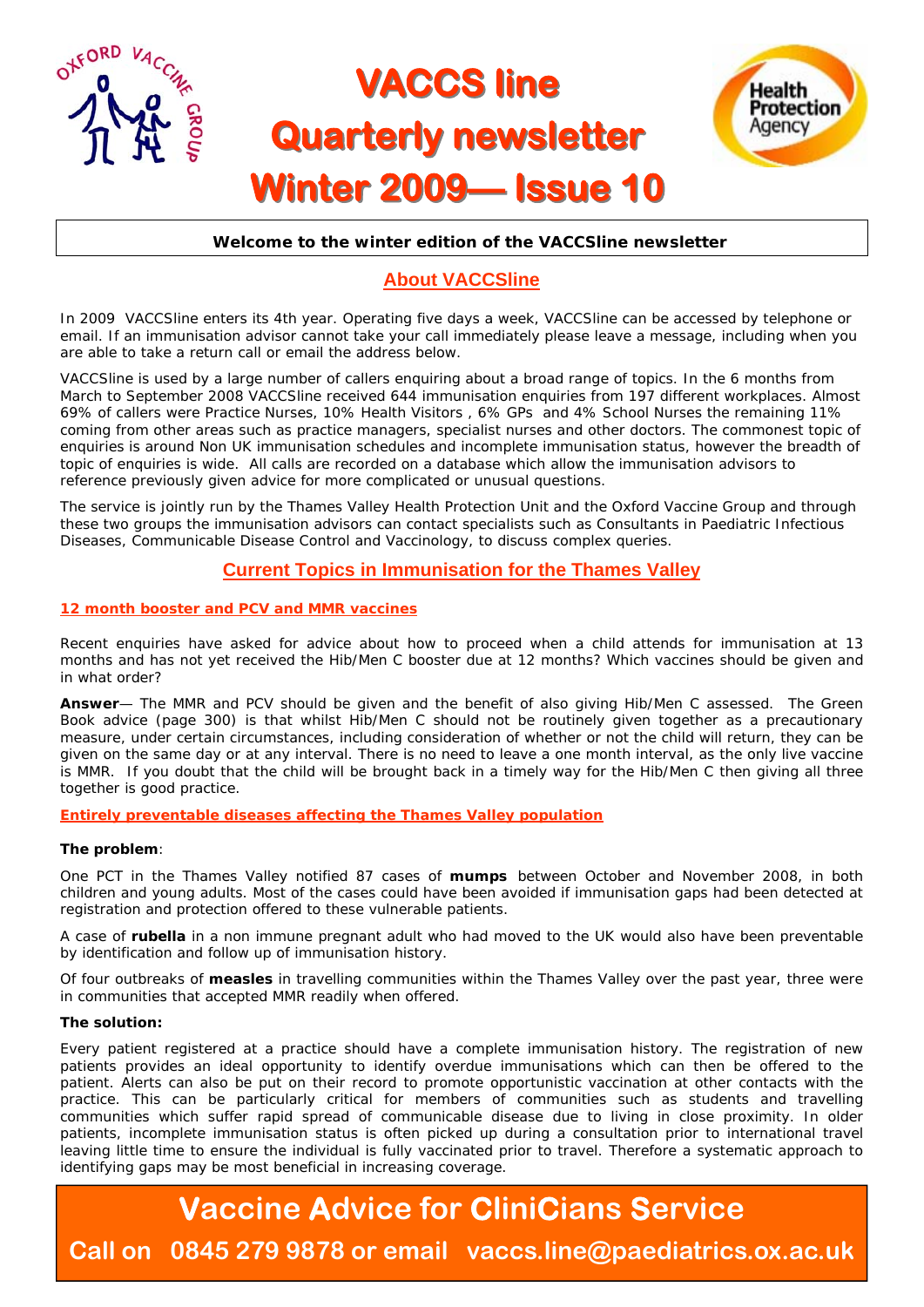# VACCS line

# Quarterly newsletter

# Winter 2009— Issue 10

**Welcome to the winter edition of the VACCSline newsletter**

## About VACCSline

In 2009 VACCSline enters its 4th year. Operating five days a week, VACCSline can be accessed by telephone or email. If an immunisation advisor cannot take your call immediately please leave a message, including when you are able to take a return call or email the address below.

VACCSline is used by a large number of callers enquiring about a broad range of topics. In the 6 months from March to September 2008 VACCSline received 644 immunisation enquiries from 197 different workplaces. Almost 69% of callers were Practice Nurses, 10% Health Visitors , 6% GPs and 4% School Nurses the remaining 11% coming from other areas such as practice managers, specialist nurses and other doctors. The commonest topic of enquiries is around Non UK immunisation schedules and incomplete immunisation status, however the breadth of topic of enquiries is wide. All calls are recorded on a database which allow the immunisation advisors to reference previously given advice for more complicated or unusual questions.

The service is jointly run by the Thames Valley Health Protection Unit and the Oxford Vaccine Group and through these two groups the immunisation advisors can contact specialists such as Consultants in Paediatric Infectious Diseases, Communicable Disease Control and Vaccinology, to discuss complex queries.

## Current Topics in Immunisation for the Thames Valley

### 12 month booster and PCV and MMR vaccines

Recent enquiries have asked for advice about how to proceed when a child attends for immunisation at 13 months and has not yet received the Hib/Men C booster due at 12 months? Which vaccines should be given and in what order?

**Answer**— The MMR and PCV should be given and the benefit of also giving Hib/Men C assessed. The Green Book advice (page 300) is that whilst Hib/Men C should not be routinely given together as a precautionary measure, under certain circumstances, including consideration of whether or not the child will return, they can be given on the same day or at any interval. There is no need to leave a one month interval, as the only live vaccine is MMR. If you doubt that the child will be brought back in a timely way for the Hib/Men C then giving all three together is good practice.

### Entirely preventable diseases affecting the Thames Valley population

**The problem**:

One PCT in the Thames Valley notified 87 cases of **mumps** between October and November 2008, in both children and young adults. Most of the cases could have been avoided if immunisation gaps had been detected at registration and protection offered to these vulnerable patients.

A case of **rubella** in a non immune pregnant adult who had moved to the UK would also have been preventable by identification and follow up of immunisation history.

Of four outbreaks of **measles** in travelling communities within the Thames Valley over the past year, three were in communities that accepted MMR readily when offered.

**The solution:**

Every patient registered at a practice should have a complete immunisation history. The registration of new patients provides an ideal opportunity to identify overdue immunisations which can then be offered to the patient. Alerts can also be put on their record to promote opportunistic vaccination at other contacts with the practice. This can be particularly critical for members of communities such as students and travelling communities which suffer rapid spread of communicable disease due to living in close proximity. In older patients, incomplete immunisation status is often picked up during a consultation prior to international travel leaving little time to ensure the individual is fully vaccinated prior to travel. Therefore a systematic approach to identifying gaps may be most beneficial in increasing coverage.

**Vaccine Advice for CliniCians Service**

**Call on 0845 279 9878 or email vaccs.line@paediatrics.ox.ac.uk**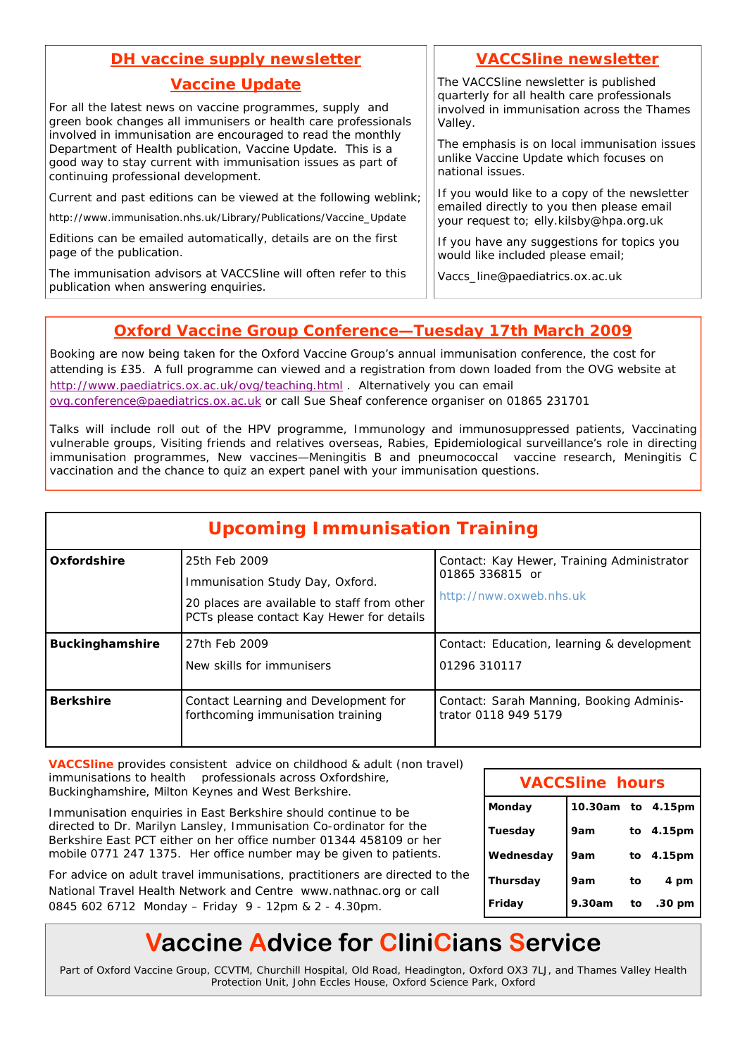## DH vaccine supply newsletter

## Vaccine Update

For all the latest news on vaccine programmes, supply and green book changes all immunisers or health care professionals involved in immunisation are encouraged to read the monthly Department of Health publication, Vaccine Update. This is a good way to stay current with immunisation issues as part of continuing professional development.

Current and past editions can be viewed at the following weblink;

http://www.immunisation.nhs.uk/Library/Publications/Vaccine_Update

Editions can be emailed automatically, details are on the first page of the publication.

The immunisation advisors at VACCSline will often refer to this publication when answering enquiries.

## VACCSline newsletter

The VACCSline newsletter is published quarterly for all health care professionals involved in immunisation across the Thames Valley.

The emphasis is on local immunisation issues unlike Vaccine Update which focuses on national issues.

If you would like to a copy of the newsletter emailed directly to you then please email your request to; elly.kilsby@hpa.org.uk

If you have any suggestions for topics you would like included please email;

Vaccs_line@paediatrics.ox.ac.uk

## Oxford Vaccine Group Conference—Tuesday 17th March 2009

Booking are now being taken for the Oxford Vaccine Group's annual immunisation conference, the cost for attending is £35. A full programme can viewed and a registration from down loaded from the OVG website at http://www.paediatrics.ox.ac.uk/ovg/teaching.html . Alternatively you can email ovg.conference@paediatrics.ox.ac.uk or call Sue Sheaf conference organiser on 01865 231701

Talks will include roll out of the HPV programme, Immunology and immunosuppressed patients, Vaccinating vulnerable groups, Visiting friends and relatives overseas, Rabies, Epidemiological surveillance's role in directing immunisation programmes, New vaccines—Meningitis B and pneumococcal vaccine research, Meningitis C vaccination and the chance to quiz an expert panel with your immunisation questions.

## Upcoming Immunisation Training

| | | |
|---|---|---|
| **Oxfordshire** | 25th Feb 2009<br>Immunisation Study Day, Oxford.<br>20 places are available to staff from other PCTs please contact Kay Hewer for details | Contact: Kay Hewer, Training Administrator 01865 336815 or<br>http://nww.oxweb.nhs.uk |
| **Buckinghamshire** | 27th Feb 2009<br>New skills for immunisers | Contact: Education, learning & development<br>01296 310117 |
| **Berkshire** | Contact Learning and Development for forthcoming immunisation training | Contact: Sarah Manning, Booking Administrator 0118 949 5179 |

**VACCSline** provides consistent advice on childhood & adult (non travel) immunisations to health professionals across Oxfordshire, Buckinghamshire, Milton Keynes and West Berkshire.

Immunisation enquiries in East Berkshire should continue to be directed to Dr. Marilyn Lansley, Immunisation Co-ordinator for the Berkshire East PCT either on her office number 01344 458109 or her mobile 0771 247 1375. Her office number may be given to patients.

For advice on adult travel immunisations, practitioners are directed to the National Travel Health Network and Centre www.nathnac.org or call 0845 602 6712 Monday – Friday 9 - 12pm & 2 - 4.30pm.

### VACCSline hours

| | | |
|---|---|---|
| **Monday** | **10.30am** | **to 4.15pm** |
| **Tuesday** | **9am** | **to 4.15pm** |
| **Wednesday** | **9am** | **to 4.15pm** |
| **Thursday** | **9am** | **to 4 pm** |
| **Friday** | **9.30am** | **to .30 pm** |

# Vaccine Advice for CliniCians Service

Part of Oxford Vaccine Group, CCVTM, Churchill Hospital, Old Road, Headington, Oxford OX3 7LJ, and Thames Valley Health Protection Unit, John Eccles House, Oxford Science Park, Oxford